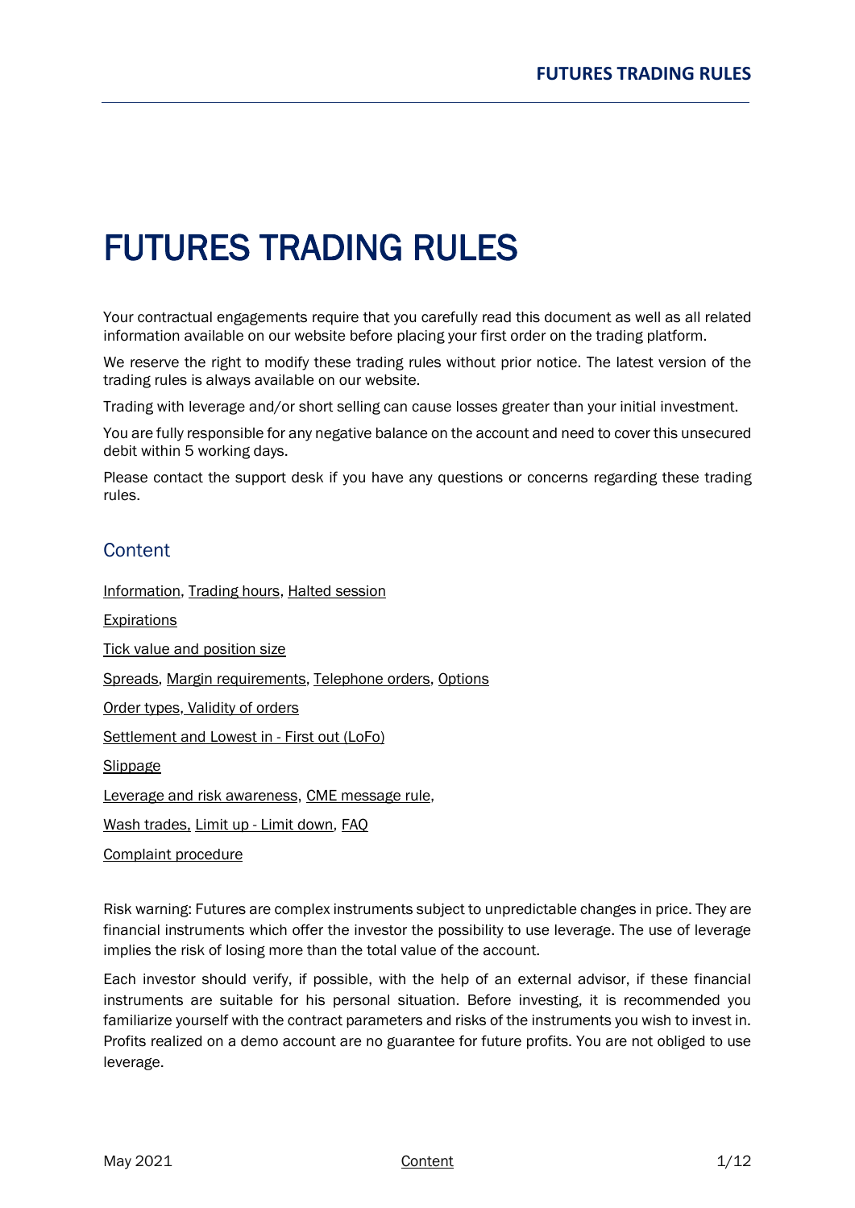# FUTURES TRADING RULES

Your contractual engagements require that you carefully read this document as well as all related information available on our website before placing your first order on the trading platform.

We reserve the right to modify these trading rules without prior notice. The latest version of the trading rules is always available on our website.

Trading with leverage and/or short selling can cause losses greater than your initial investment.

You are fully responsible for any negative balance on the account and need to cover this unsecured debit within 5 working days.

Please contact the support desk if you have any questions or concerns regarding these trading rules.

## Content

Information, Trading hours, Halted session

Expirations

Tick value and position size

Spreads, Margin requirements, Telephone orders, Options

Order types, Validity of orders

Settlement and Lowest in - First out (LoFo)

Slippage

Leverage and risk awareness, CME message rule,

Wash trades, Limit up - Limit down, FAQ

Complaint procedure

Risk warning: Futures are complex instruments subject to unpredictable changes in price. They are financial instruments which offer the investor the possibility to use leverage. The use of leverage implies the risk of losing more than the total value of the account.

Each investor should verify, if possible, with the help of an external advisor, if these financial instruments are suitable for his personal situation. Before investing, it is recommended you familiarize yourself with the contract parameters and risks of the instruments you wish to invest in. Profits realized on a demo account are no guarantee for future profits. You are not obliged to use leverage.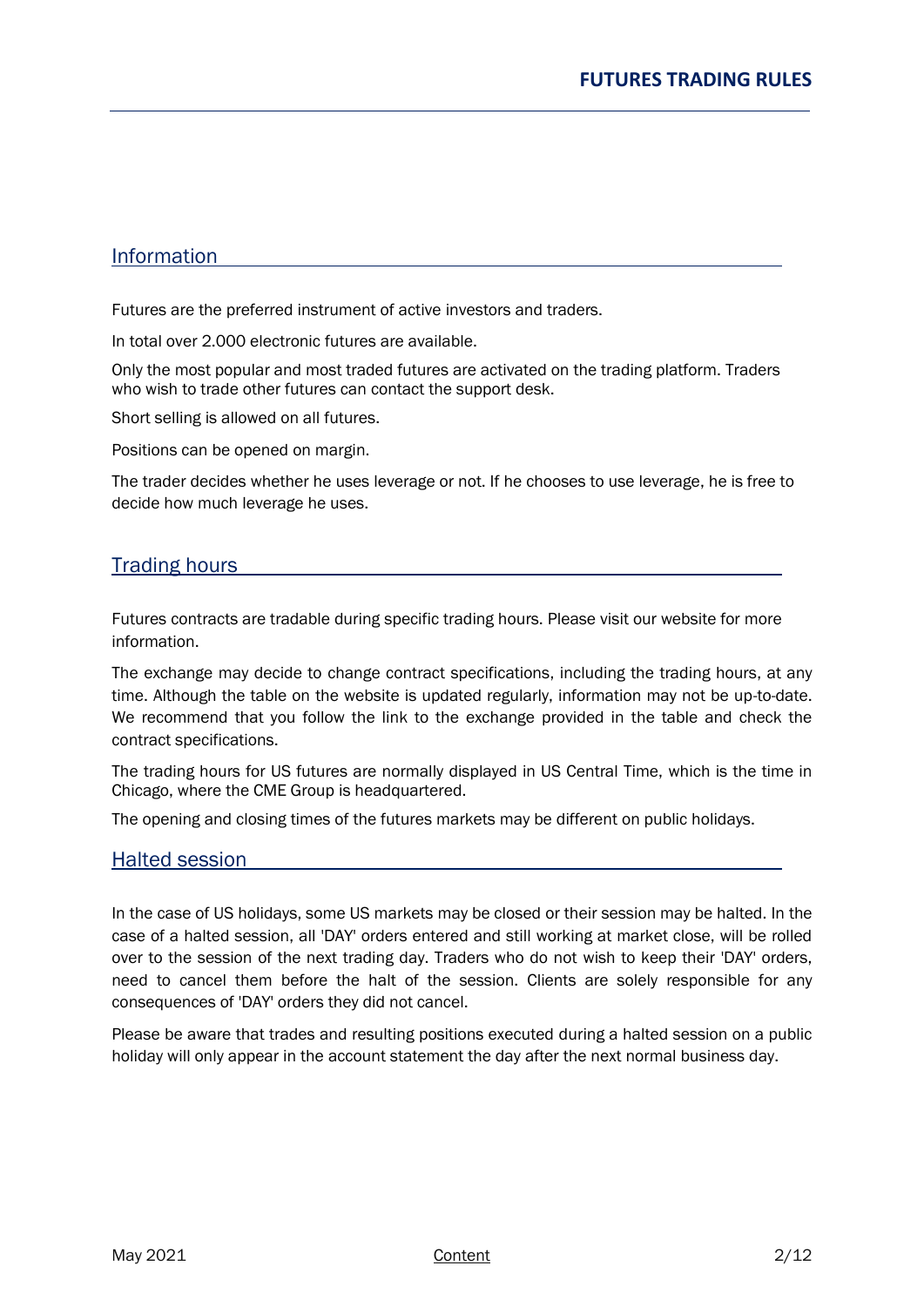## Information

Futures are the preferred instrument of active investors and traders.

In total over 2.000 electronic futures are available.

Only the most popular and most traded futures are activated on the trading platform. Traders who wish to trade other futures can contact the support desk.

Short selling is allowed on all futures.

Positions can be opened on margin.

The trader decides whether he uses leverage or not. If he chooses to use leverage, he is free to decide how much leverage he uses.

## Trading hours

Futures contracts are tradable during specific trading hours. Please visit our website for more information.

The exchange may decide to change contract specifications, including the trading hours, at any time. Although the table on the website is updated regularly, information may not be up-to-date. We recommend that you follow the link to the exchange provided in the table and check the contract specifications.

The trading hours for US futures are normally displayed in US Central Time, which is the time in Chicago, where the CME Group is headquartered.

The opening and closing times of the futures markets may be different on public holidays.

## Halted session

In the case of US holidays, some US markets may be closed or their session may be halted. In the case of a halted session, all 'DAY' orders entered and still working at market close, will be rolled over to the session of the next trading day. Traders who do not wish to keep their 'DAY' orders, need to cancel them before the halt of the session. Clients are solely responsible for any consequences of 'DAY' orders they did not cancel.

Please be aware that trades and resulting positions executed during a halted session on a public holiday will only appear in the account statement the day after the next normal business day.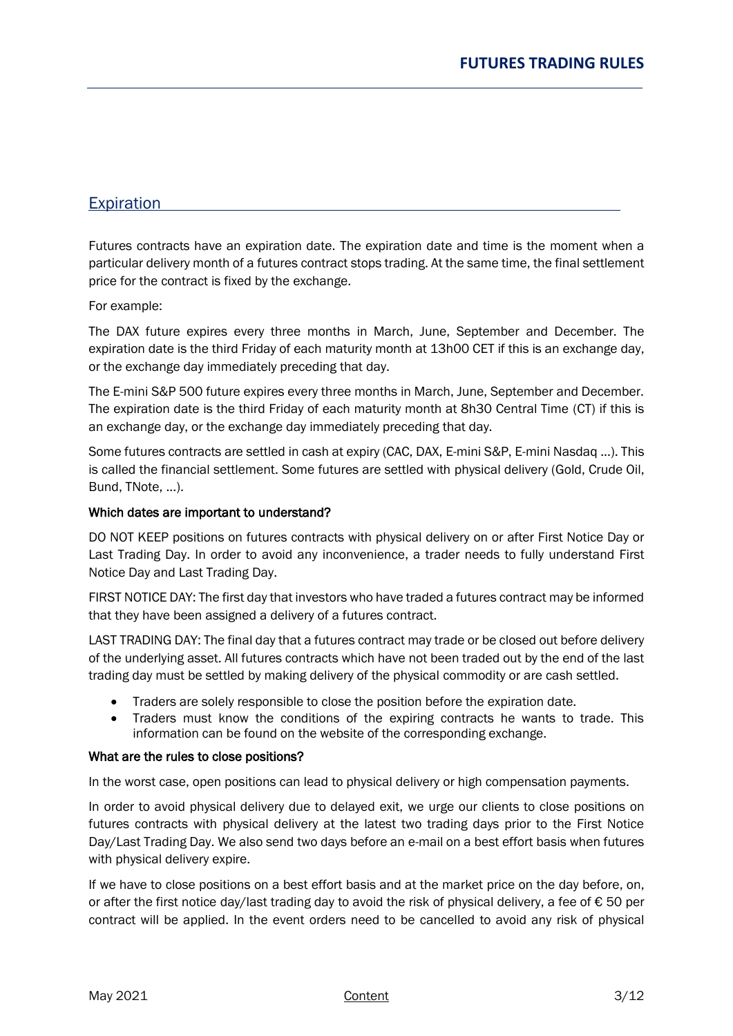## Expiration

Futures contracts have an expiration date. The expiration date and time is the moment when a particular delivery month of a futures contract stops trading. At the same time, the final settlement price for the contract is fixed by the exchange.

For example:

The DAX future expires every three months in March, June, September and December. The expiration date is the third Friday of each maturity month at 13h00 CET if this is an exchange day, or the exchange day immediately preceding that day.

The E-mini S&P 500 future expires every three months in March, June, September and December. The expiration date is the third Friday of each maturity month at 8h30 Central Time (CT) if this is an exchange day, or the exchange day immediately preceding that day.

Some futures contracts are settled in cash at expiry (CAC, DAX, E-mini S&P, E-mini Nasdaq …). This is called the financial settlement. Some futures are settled with physical delivery (Gold, Crude Oil, Bund, TNote, …).

**Which dates are important to understand?**

DO NOT KEEP positions on futures contracts with physical delivery on or after First Notice Day or Last Trading Day. In order to avoid any inconvenience, a trader needs to fully understand First Notice Day and Last Trading Day.

FIRST NOTICE DAY: The first day that investors who have traded a futures contract may be informed that they have been assigned a delivery of a futures contract.

LAST TRADING DAY: The final day that a futures contract may trade or be closed out before delivery of the underlying asset. All futures contracts which have not been traded out by the end of the last trading day must be settled by making delivery of the physical commodity or are cash settled.

- Traders are solely responsible to close the position before the expiration date.
- Traders must know the conditions of the expiring contracts he wants to trade. This information can be found on the website of the corresponding exchange.

**What are the rules to close positions?**

In the worst case, open positions can lead to physical delivery or high compensation payments.

In order to avoid physical delivery due to delayed exit, we urge our clients to close positions on futures contracts with physical delivery at the latest two trading days prior to the First Notice Day/Last Trading Day. We also send two days before an e-mail on a best effort basis when futures with physical delivery expire.

If we have to close positions on a best effort basis and at the market price on the day before, on, or after the first notice day/last trading day to avoid the risk of physical delivery, a fee of € 50 per contract will be applied. In the event orders need to be cancelled to avoid any risk of physical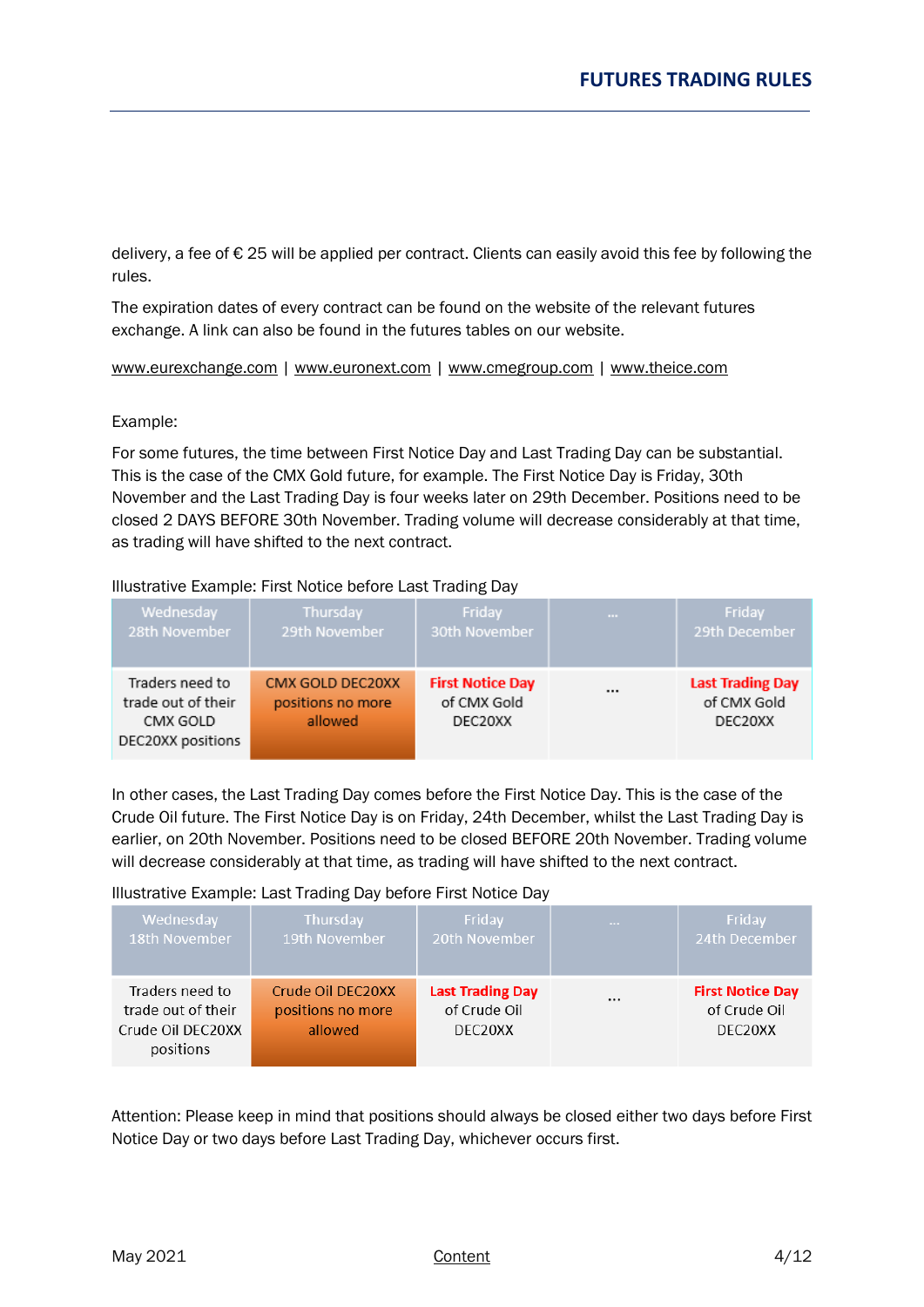delivery, a fee of € 25 will be applied per contract. Clients can easily avoid this fee by following the rules.

The expiration dates of every contract can be found on the website of the relevant futures exchange. A link can also be found in the futures tables on our website.

www.eurexchange.com | www.euronext.com | www.cmegroup.com | www.theice.com

Example:

For some futures, the time between First Notice Day and Last Trading Day can be substantial. This is the case of the CMX Gold future, for example. The First Notice Day is Friday, 30th November and the Last Trading Day is four weeks later on 29th December. Positions need to be closed 2 DAYS BEFORE 30th November. Trading volume will decrease considerably at that time, as trading will have shifted to the next contract.

Illustrative Example: First Notice before Last Trading Day

| Wednesday 28th November | Thursday 29th November | Friday 30th November | ... | Friday 29th December |
|---|---|---|---|---|
| Traders need to trade out of their CMX GOLD DEC20XX positions | CMX GOLD DEC20XX positions no more allowed | **First Notice Day** of CMX Gold DEC20XX | ... | **Last Trading Day** of CMX Gold DEC20XX |

In other cases, the Last Trading Day comes before the First Notice Day. This is the case of the Crude Oil future. The First Notice Day is on Friday, 24th December, whilst the Last Trading Day is earlier, on 20th November. Positions need to be closed BEFORE 20th November. Trading volume will decrease considerably at that time, as trading will have shifted to the next contract.

Illustrative Example: Last Trading Day before First Notice Day

| Wednesday 18th November | Thursday 19th November | Friday 20th November | ... | Friday 24th December |
|---|---|---|---|---|
| Traders need to trade out of their Crude Oil DEC20XX positions | Crude Oil DEC20XX positions no more allowed | **Last Trading Day** of Crude Oil DEC20XX | ... | **First Notice Day** of Crude Oil DEC20XX |

Attention: Please keep in mind that positions should always be closed either two days before First Notice Day or two days before Last Trading Day, whichever occurs first.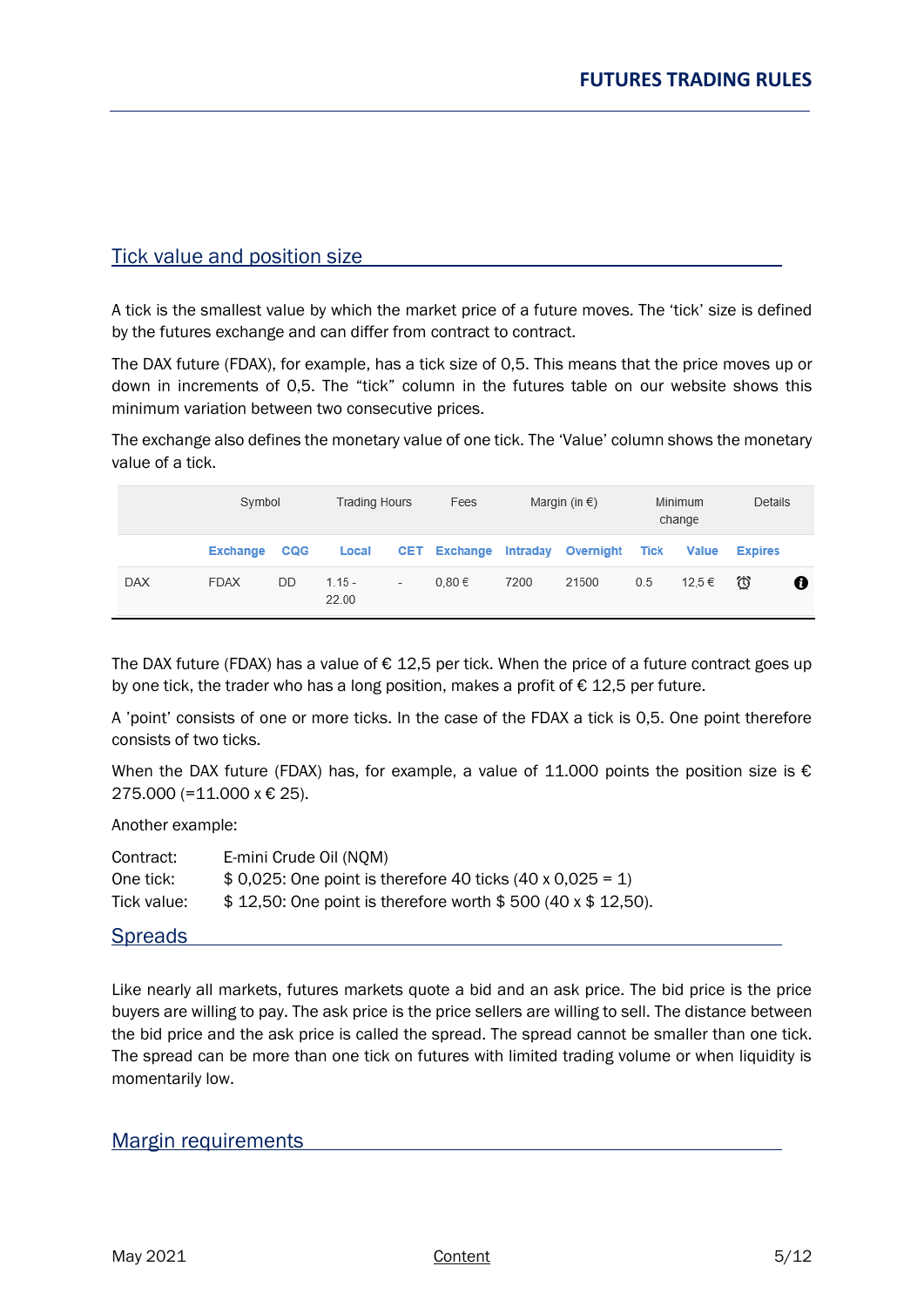## Tick value and position size

A tick is the smallest value by which the market price of a future moves. The 'tick' size is defined by the futures exchange and can differ from contract to contract.

The DAX future (FDAX), for example, has a tick size of 0,5. This means that the price moves up or down in increments of 0,5. The "tick" column in the futures table on our website shows this minimum variation between two consecutive prices.

The exchange also defines the monetary value of one tick. The 'Value' column shows the monetary value of a tick.

| | Symbol | | Trading Hours | | Fees | Margin (in €) | | Minimum change | | Details |
|---|---|---|---|---|---|---|---|---|---|---|
| | Exchange | CQG | Local | CET | Exchange | Intraday | Overnight | Tick | Value | Expires |
| DAX | FDAX | DD | 1.15 - 22.00 | - | 0,80 € | 7200 | 21500 | 0.5 | 12,5 € | |

The DAX future (FDAX) has a value of € 12,5 per tick. When the price of a future contract goes up by one tick, the trader who has a long position, makes a profit of € 12,5 per future.

A 'point' consists of one or more ticks. In the case of the FDAX a tick is 0,5. One point therefore consists of two ticks.

When the DAX future (FDAX) has, for example, a value of 11.000 points the position size is € 275.000 (=11.000 x € 25).

Another example:

Contract: E-mini Crude Oil (NQM)
One tick: $ 0,025: One point is therefore 40 ticks (40 x 0,025 = 1)
Tick value: $ 12,50: One point is therefore worth $ 500 (40 x $ 12,50).

## Spreads

Like nearly all markets, futures markets quote a bid and an ask price. The bid price is the price buyers are willing to pay. The ask price is the price sellers are willing to sell. The distance between the bid price and the ask price is called the spread. The spread cannot be smaller than one tick. The spread can be more than one tick on futures with limited trading volume or when liquidity is momentarily low.

## Margin requirements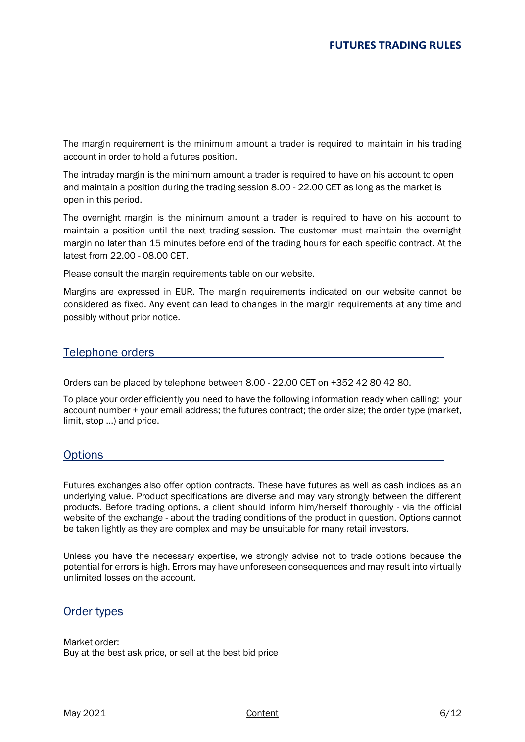The margin requirement is the minimum amount a trader is required to maintain in his trading account in order to hold a futures position.

The intraday margin is the minimum amount a trader is required to have on his account to open and maintain a position during the trading session 8.00 - 22.00 CET as long as the market is open in this period.

The overnight margin is the minimum amount a trader is required to have on his account to maintain a position until the next trading session. The customer must maintain the overnight margin no later than 15 minutes before end of the trading hours for each specific contract. At the latest from 22.00 - 08.00 CET.

Please consult the margin requirements table on our website.

Margins are expressed in EUR. The margin requirements indicated on our website cannot be considered as fixed. Any event can lead to changes in the margin requirements at any time and possibly without prior notice.

## Telephone orders

Orders can be placed by telephone between 8.00 - 22.00 CET on +352 42 80 42 80.

To place your order efficiently you need to have the following information ready when calling: your account number + your email address; the futures contract; the order size; the order type (market, limit, stop …) and price.

## Options

Futures exchanges also offer option contracts. These have futures as well as cash indices as an underlying value. Product specifications are diverse and may vary strongly between the different products. Before trading options, a client should inform him/herself thoroughly - via the official website of the exchange - about the trading conditions of the product in question. Options cannot be taken lightly as they are complex and may be unsuitable for many retail investors.

Unless you have the necessary expertise, we strongly advise not to trade options because the potential for errors is high. Errors may have unforeseen consequences and may result into virtually unlimited losses on the account.

## Order types

Market order:
Buy at the best ask price, or sell at the best bid price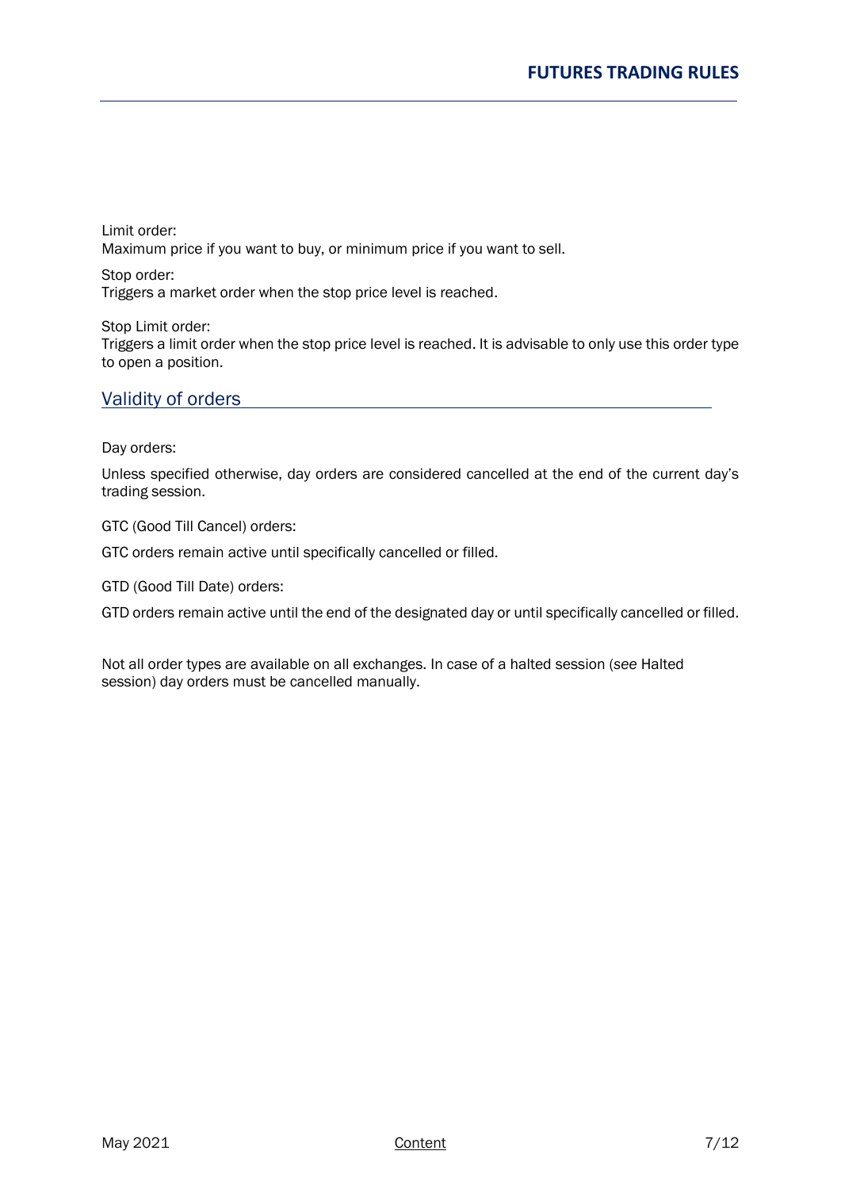Limit order:
Maximum price if you want to buy, or minimum price if you want to sell.

Stop order:
Triggers a market order when the stop price level is reached.

Stop Limit order:
Triggers a limit order when the stop price level is reached. It is advisable to only use this order type to open a position.

## Validity of orders

Day orders:

Unless specified otherwise, day orders are considered cancelled at the end of the current day's trading session.

GTC (Good Till Cancel) orders:

GTC orders remain active until specifically cancelled or filled.

GTD (Good Till Date) orders:

GTD orders remain active until the end of the designated day or until specifically cancelled or filled.

Not all order types are available on all exchanges. In case of a halted session (*see* Halted session) day orders must be cancelled manually.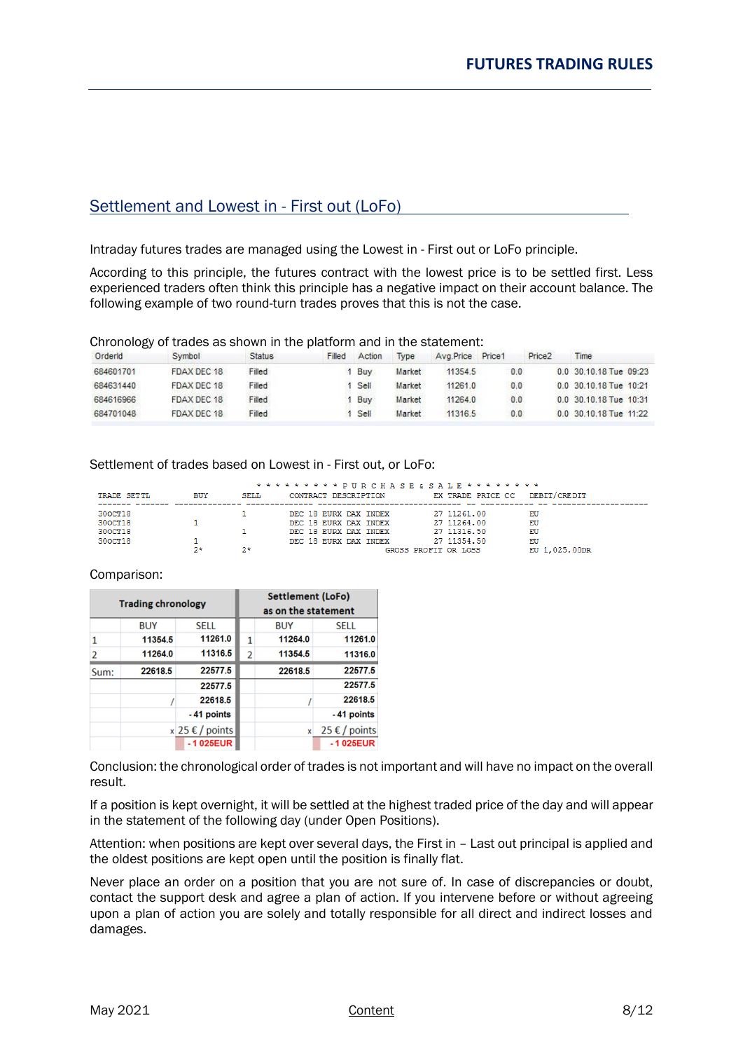## Settlement and Lowest in - First out (LoFo)

Intraday futures trades are managed using the Lowest in - First out or LoFo principle.

According to this principle, the futures contract with the lowest price is to be settled first. Less experienced traders often think this principle has a negative impact on their account balance. The following example of two round-turn trades proves that this is not the case.

Chronology of trades as shown in the platform and in the statement:

| OrderId | Symbol | Status | Filled | Action | Type | Avg.Price | Price1 | Price2 | Time |
|---|---|---|---|---|---|---|---|---|---|
| 684601701 | FDAX DEC 18 | Filled | 1 | Buy | Market | 11354.5 | 0.0 | 0.0 | 30.10.18 Tue 09:23 |
| 684631440 | FDAX DEC 18 | Filled | 1 | Sell | Market | 11261.0 | 0.0 | 0.0 | 30.10.18 Tue 10:21 |
| 684616966 | FDAX DEC 18 | Filled | 1 | Buy | Market | 11264.0 | 0.0 | 0.0 | 30.10.18 Tue 10:31 |
| 684701048 | FDAX DEC 18 | Filled | 1 | Sell | Market | 11316.5 | 0.0 | 0.0 | 30.10.18 Tue 11:22 |

Settlement of trades based on Lowest in - First out, or LoFo:

```
                              * * * * * * * * P U R C H A S E & S A L E * * * * * * * *
TRADE  SETTL       BUY          SELL       CONTRACT DESCRIPTION              EX TRADE PRICE CC    DEBIT/CREDIT
------- -------  -------------  -------------  ---------------------------  -- ----------- --  --------------------
30OCT18                          1         DEC 18 EURX DAX INDEX             27 11261.00    EU
30OCT18                1                   DEC 18 EURX DAX INDEX             27 11264.00    EU
30OCT18                          1         DEC 18 EURX DAX INDEX             27 11316.50    EU
30OCT18                1                   DEC 18 EURX DAX INDEX             27 11354.50    EU
                       2*        2*                  GROSS PROFIT OR LOSS                   EU 1,025.00DR
```

Comparison:

| Trading chronology | | | Settlement (LoFo) as on the statement | | |
|---|---|---|---|---|---|
| | BUY | SELL | | BUY | SELL |
| 1 | 11354.5 | 11261.0 | 1 | 11264.0 | 11261.0 |
| 2 | 11264.0 | 11316.5 | 2 | 11354.5 | 11316.0 |
| Sum: | 22618.5 | 22577.5 | | 22618.5 | 22577.5 |
| | | 22577.5 | | | 22577.5 |
| | / | 22618.5 | | / | 22618.5 |
| | | - 41 points | | | - 41 points |
| | x | 25 € / points | | x | 25 € / points |
| | | - 1 025EUR | | | - 1 025EUR |

Conclusion: the chronological order of trades is not important and will have no impact on the overall result.

If a position is kept overnight, it will be settled at the highest traded price of the day and will appear in the statement of the following day (under Open Positions).

Attention: when positions are kept over several days, the First in – Last out principal is applied and the oldest positions are kept open until the position is finally flat.

Never place an order on a position that you are not sure of. In case of discrepancies or doubt, contact the support desk and agree a plan of action. If you intervene before or without agreeing upon a plan of action you are solely and totally responsible for all direct and indirect losses and damages.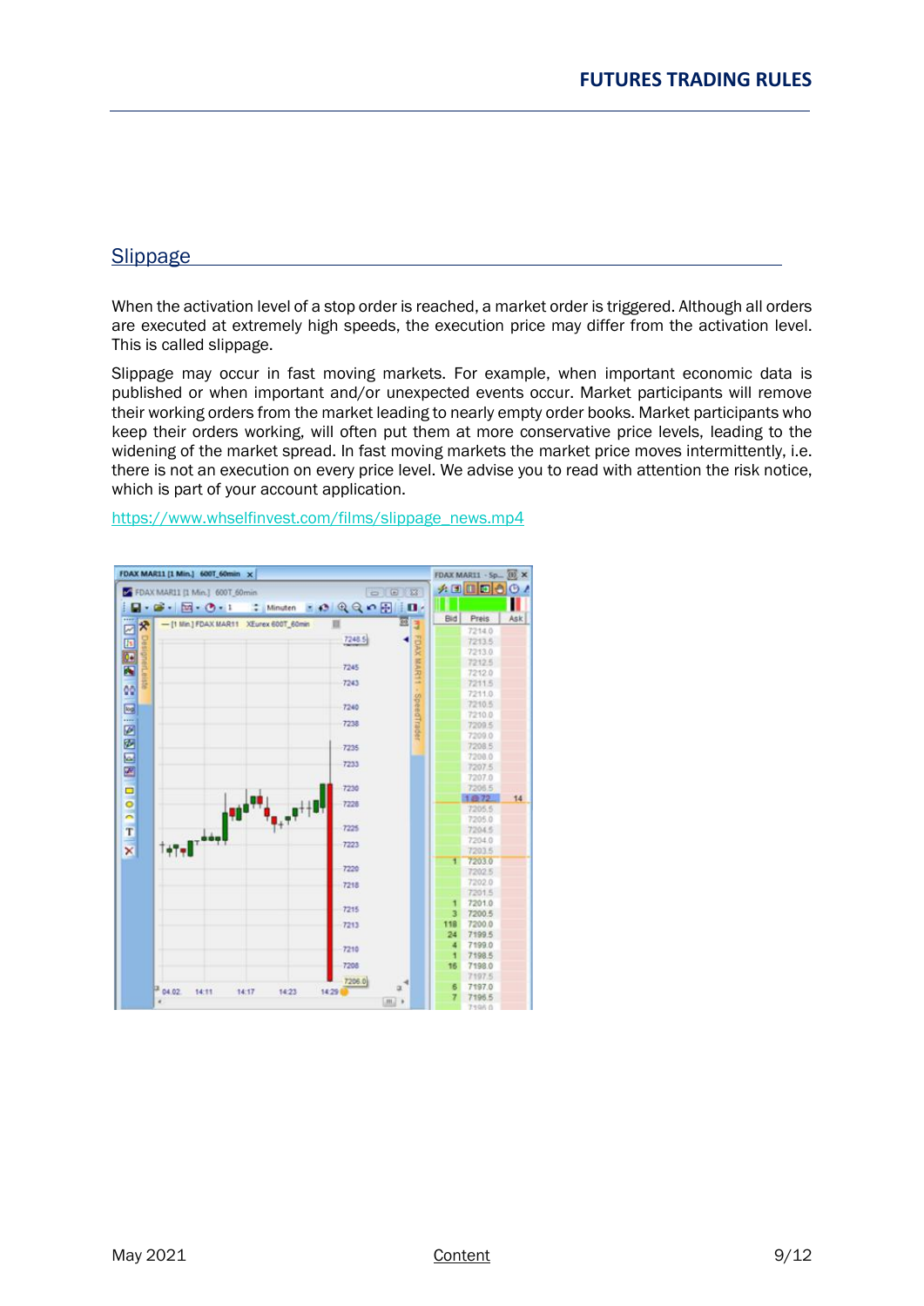## Slippage

When the activation level of a stop order is reached, a market order is triggered. Although all orders are executed at extremely high speeds, the execution price may differ from the activation level. This is called slippage.

Slippage may occur in fast moving markets. For example, when important economic data is published or when important and/or unexpected events occur. Market participants will remove their working orders from the market leading to nearly empty order books. Market participants who keep their orders working, will often put them at more conservative price levels, leading to the widening of the market spread. In fast moving markets the market price moves intermittently, i.e. there is not an execution on every price level. We advise you to read with attention the risk notice, which is part of your account application.

https://www.whselfinvest.com/films/slippage_news.mp4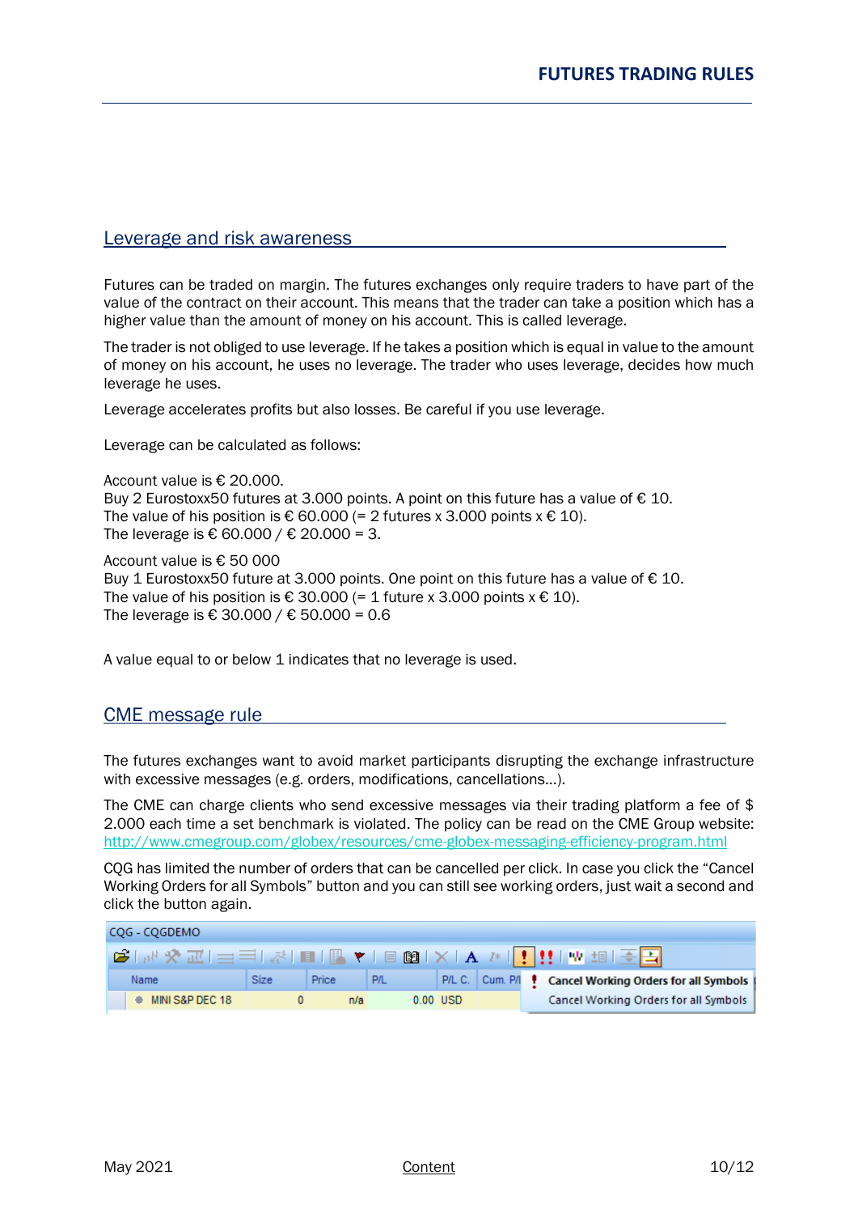## Leverage and risk awareness

Futures can be traded on margin. The futures exchanges only require traders to have part of the value of the contract on their account. This means that the trader can take a position which has a higher value than the amount of money on his account. This is called leverage.

The trader is not obliged to use leverage. If he takes a position which is equal in value to the amount of money on his account, he uses no leverage. The trader who uses leverage, decides how much leverage he uses.

Leverage accelerates profits but also losses. Be careful if you use leverage.

Leverage can be calculated as follows:

Account value is € 20.000.
Buy 2 Eurostoxx50 futures at 3.000 points. A point on this future has a value of € 10.
The value of his position is € 60.000 (= 2 futures x 3.000 points x € 10).
The leverage is € 60.000 / € 20.000 = 3.

Account value is € 50 000
Buy 1 Eurostoxx50 future at 3.000 points. One point on this future has a value of € 10.
The value of his position is € 30.000 (= 1 future x 3.000 points x € 10).
The leverage is € 30.000 / € 50.000 = 0.6

A value equal to or below 1 indicates that no leverage is used.

## CME message rule

The futures exchanges want to avoid market participants disrupting the exchange infrastructure with excessive messages (e.g. orders, modifications, cancellations…).

The CME can charge clients who send excessive messages via their trading platform a fee of $ 2.000 each time a set benchmark is violated. The policy can be read on the CME Group website: http://www.cmegroup.com/globex/resources/cme-globex-messaging-efficiency-program.html

CQG has limited the number of orders that can be cancelled per click. In case you click the "Cancel Working Orders for all Symbols" button and you can still see working orders, just wait a second and click the button again.

CQG - CQGDEMO

| Name | Size | Price | P/L | P/L C. | Cum. P/l |
|---|---|---|---|---|---|
| MINI S&P DEC 18 | 0 | n/a | 0.00 | USD | |

**Cancel Working Orders for all Symbols**
Cancel Working Orders for all Symbols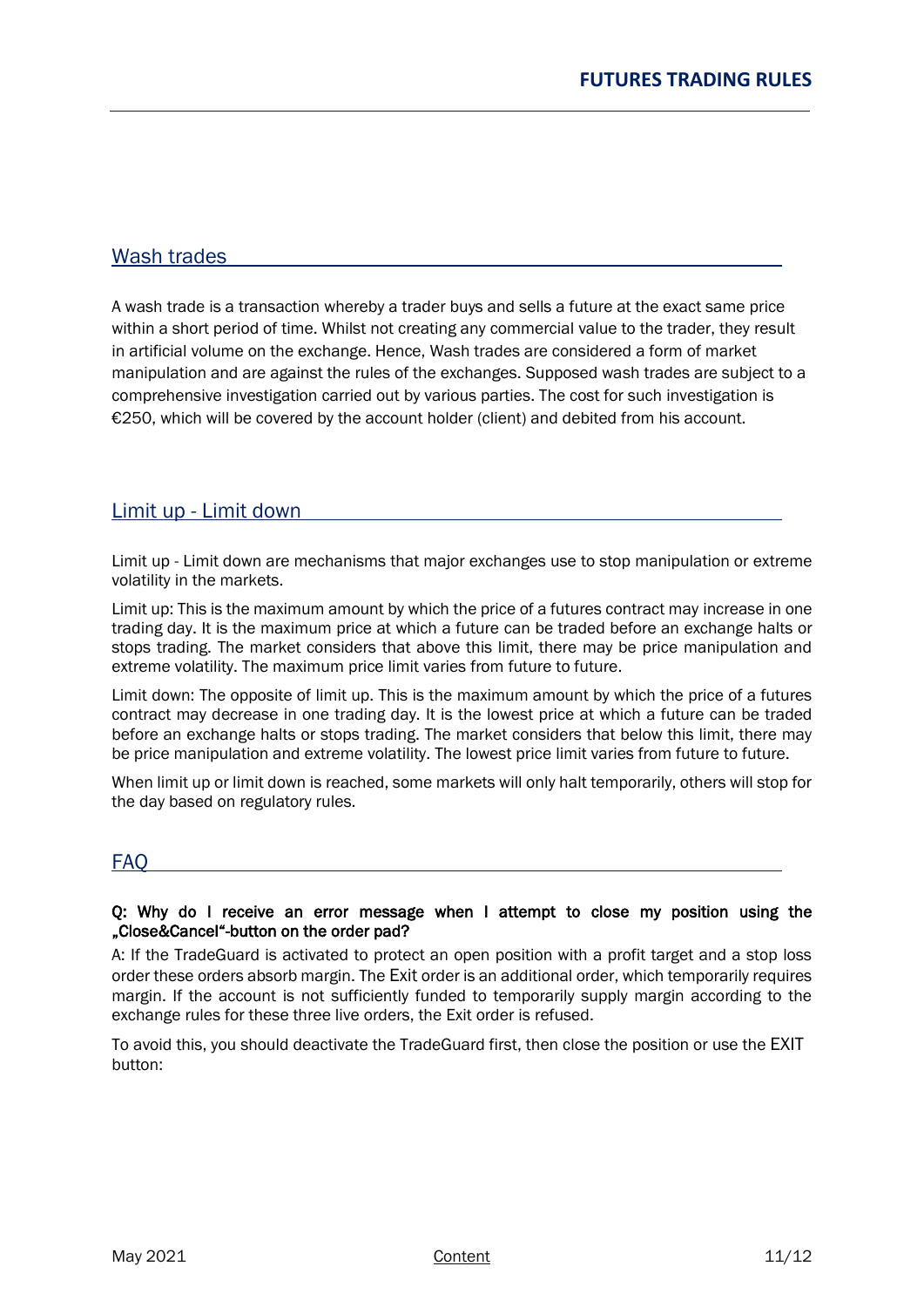## Wash trades

A wash trade is a transaction whereby a trader buys and sells a future at the exact same price within a short period of time. Whilst not creating any commercial value to the trader, they result in artificial volume on the exchange. Hence, Wash trades are considered a form of market manipulation and are against the rules of the exchanges. Supposed wash trades are subject to a comprehensive investigation carried out by various parties. The cost for such investigation is €250, which will be covered by the account holder (client) and debited from his account.

## Limit up - Limit down

Limit up - Limit down are mechanisms that major exchanges use to stop manipulation or extreme volatility in the markets.

Limit up: This is the maximum amount by which the price of a futures contract may increase in one trading day. It is the maximum price at which a future can be traded before an exchange halts or stops trading. The market considers that above this limit, there may be price manipulation and extreme volatility. The maximum price limit varies from future to future.

Limit down: The opposite of limit up. This is the maximum amount by which the price of a futures contract may decrease in one trading day. It is the lowest price at which a future can be traded before an exchange halts or stops trading. The market considers that below this limit, there may be price manipulation and extreme volatility. The lowest price limit varies from future to future.

When limit up or limit down is reached, some markets will only halt temporarily, others will stop for the day based on regulatory rules.

## FAQ

**Q: Why do I receive an error message when I attempt to close my position using the „Close&Cancel"-button on the order pad?**

A: If the TradeGuard is activated to protect an open position with a profit target and a stop loss order these orders absorb margin. The Exit order is an additional order, which temporarily requires margin. If the account is not sufficiently funded to temporarily supply margin according to the exchange rules for these three live orders, the Exit order is refused.

To avoid this, you should deactivate the TradeGuard first, then close the position or use the EXIT button: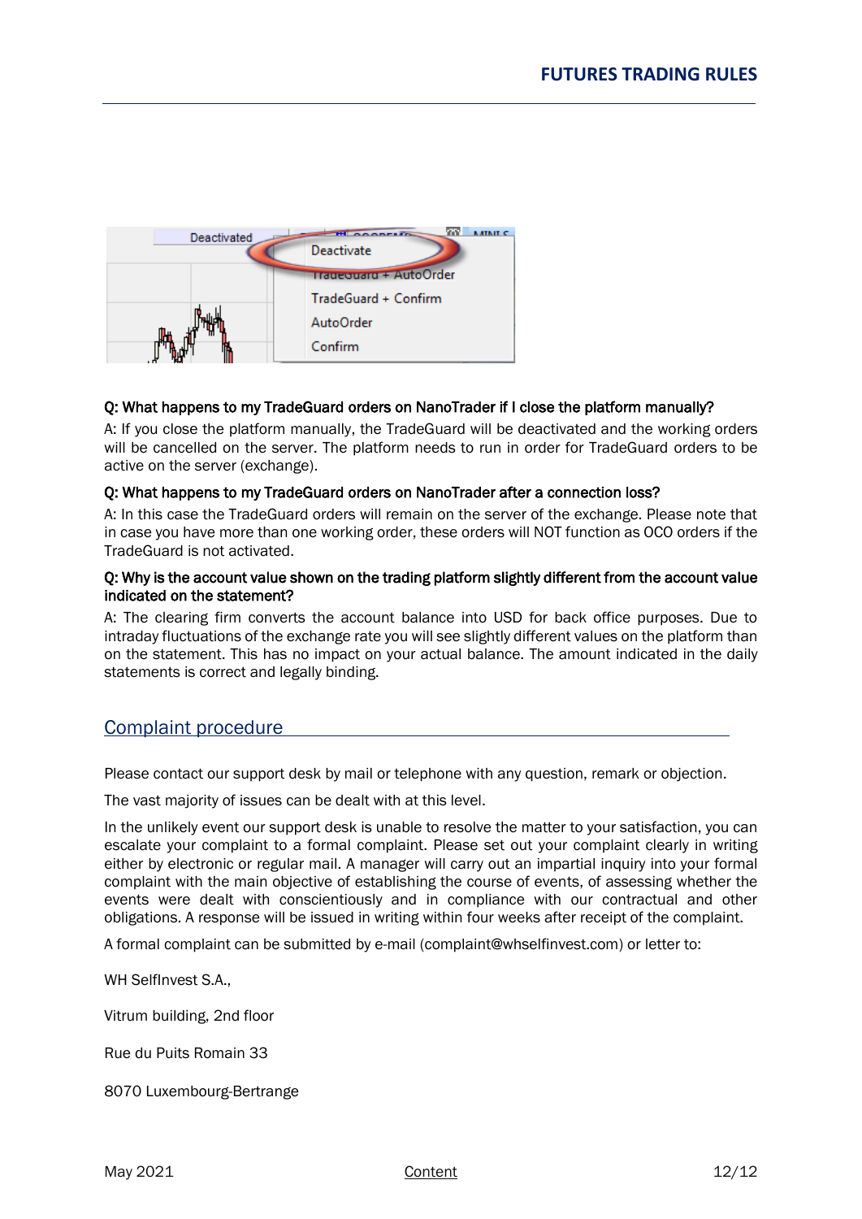Q: What happens to my TradeGuard orders on NanoTrader if I close the platform manually?

A: If you close the platform manually, the TradeGuard will be deactivated and the working orders will be cancelled on the server. The platform needs to run in order for TradeGuard orders to be active on the server (exchange).

Q: What happens to my TradeGuard orders on NanoTrader after a connection loss?

A: In this case the TradeGuard orders will remain on the server of the exchange. Please note that in case you have more than one working order, these orders will NOT function as OCO orders if the TradeGuard is not activated.

Q: Why is the account value shown on the trading platform slightly different from the account value indicated on the statement?

A: The clearing firm converts the account balance into USD for back office purposes. Due to intraday fluctuations of the exchange rate you will see slightly different values on the platform than on the statement. This has no impact on your actual balance. The amount indicated in the daily statements is correct and legally binding.

## Complaint procedure

Please contact our support desk by mail or telephone with any question, remark or objection.

The vast majority of issues can be dealt with at this level.

In the unlikely event our support desk is unable to resolve the matter to your satisfaction, you can escalate your complaint to a formal complaint. Please set out your complaint clearly in writing either by electronic or regular mail. A manager will carry out an impartial inquiry into your formal complaint with the main objective of establishing the course of events, of assessing whether the events were dealt with conscientiously and in compliance with our contractual and other obligations. A response will be issued in writing within four weeks after receipt of the complaint.

A formal complaint can be submitted by e-mail (complaint@whselfinvest.com) or letter to:

WH SelfInvest S.A.,

Vitrum building, 2nd floor

Rue du Puits Romain 33

8070 Luxembourg-Bertrange